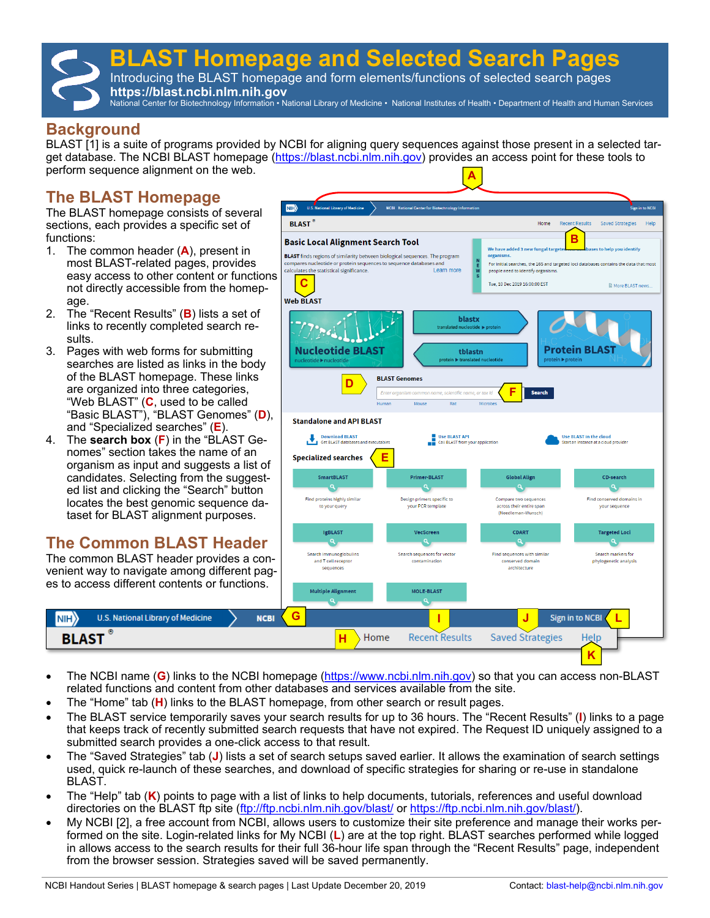# BLAST Homepage and Selected Search Pages

Introducing the BLAST homepage and form elements/functions of selected search pages

**https://blast.ncbi.nlm.nih.gov**

National Center for Biotechnology Information • National Library of Medicine • National Institutes of Health • Department of Health and Human Services

## Background

BLAST [1] is a suite of programs provided by NCBI for aligning query sequences against those present in a selected target database. The NCBI BLAST homepage (https://blast.ncbi.nlm.nih.gov) provides an access point for these tools to perform sequence alignment on the web.

## The BLAST Homepage

The BLAST homepage consists of several sections, each provides a specific set of functions:

1. The common header (**A**), present in most BLAST-related pages, provides easy access to other content or functions not directly accessible from the homepage.
2. The "Recent Results" (**B**) lists a set of links to recently completed search results.
3. Pages with web forms for submitting searches are listed as links in the body of the BLAST homepage. These links are organized into three categories, "Web BLAST" (**C**, used to be called "Basic BLAST"), "BLAST Genomes" (**D**), and "Specialized searches" (**E**).
4. The **search box** (**F**) in the "BLAST Genomes" section takes the name of an organism through as input and suggests a list of candidates. Selecting from the suggested list and clicking the "Search" button locates the best genomic sequence dataset for BLAST alignment purposes.

## The Common BLAST Header

The common BLAST header provides a convenient way to navigate among different pages to access different contents or functions.

- The NCBI name (**G**) links to the NCBI homepage (https://www.ncbi.nlm.nih.gov) so that you can access non-BLAST related functions and content from other databases and services available from the site.
- The "Home" tab (**H**) links to the BLAST homepage, from other search or result pages.
- The BLAST service temporarily saves your search results for up to 36 hours. The "Recent Results" (**I**) links to a page that keeps track of recently submitted search requests that have not expired. The Request ID uniquely assigned to a submitted search provides a one-click access to that result.
- The "Saved Strategies" tab (**J**) lists a set of search setups saved earlier. It allows the examination of search settings used, quick re-launch of these searches, and download of specific strategies for sharing or re-use in standalone BLAST.
- The "Help" tab (**K**) points to page with a list of links to help documents, tutorials, references and useful download directories on the BLAST ftp site (ftp://ftp.ncbi.nlm.nih.gov/blast/ or https://ftp.ncbi.nlm.nih.gov/blast/).
- My NCBI [2], a free account from NCBI, allows users to customize their site preference and manage their works performed on the site. Login-related links for My NCBI (**L**) are at the top right. BLAST searches performed while logged in allows access to the search results for their full 36-hour life span through the "Recent Results" page, independent from the browser session. Strategies saved will be saved permanently.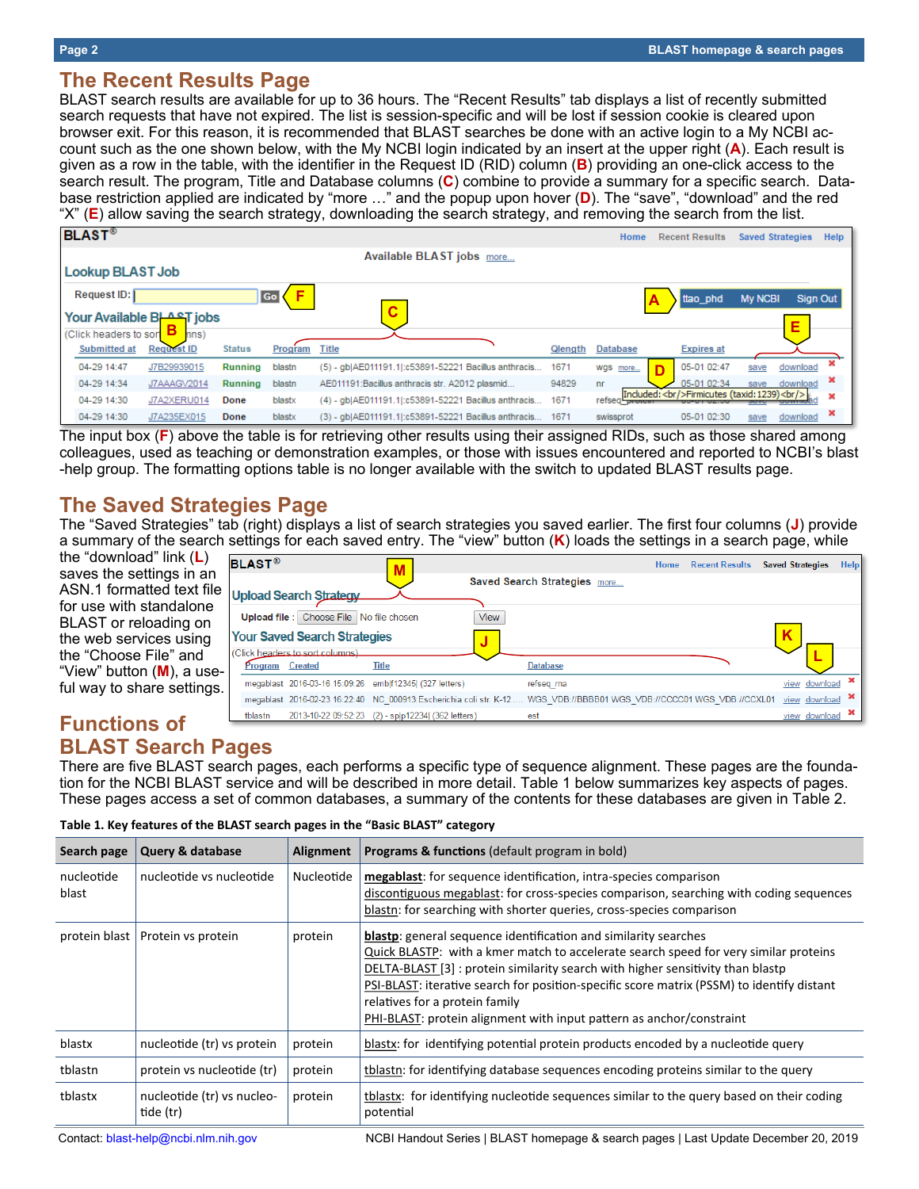## The Recent Results Page

BLAST search results are available for up to 36 hours. The “Recent Results” tab displays a list of recently submitted search requests that have not expired. The list is session-specific and will be lost if session cookie is cleared upon browser exit. For this reason, it is recommended that BLAST searches be done with an active login to a My NCBI account such as the one shown below, with the My NCBI login indicated by an insert at the upper right (**A**). Each result is given as a row in the table, with the identifier in the Request ID (RID) column (**B**) providing an one-click access to the search result. The program, Title and Database columns (**C**) combine to provide a summary for a specific search. Database restriction applied are indicated by “more …” and the popup upon hover (**D**). The “save”, “download” and the red “X” (**E**) allow saving the search strategy, downloading the search strategy, and removing the search from the list.

The input box (**F**) above the table is for retrieving other results using their assigned RIDs, such as those shared among colleagues, used as teaching or demonstration examples, or those with issues encountered and reported to NCBI’s blast-help group. The formatting options table is no longer available with the switch to updated BLAST results page.

## The Saved Strategies Page

The “Saved Strategies” tab (right) displays a list of search strategies you saved earlier. The first four columns (**J**) provide a summary of the search settings for each saved entry. The “view” button (**K**) loads the settings in a search page, while the “download” link (**L**) saves the settings in an ASN.1 formatted text file for use with standalone BLAST or reloading on the web services using the “Choose File” and “View” button (**M**), a useful way to share settings.

## Functions of BLAST Search Pages

There are five BLAST search pages, each performs a specific type of sequence alignment. These pages are the foundation for the NCBI BLAST service and will be described in more detail. Table 1 below summarizes key aspects of pages. These pages access a set of common databases, a summary of the contents for these databases are given in Table 2.

**Table 1. Key features of the BLAST search pages in the “Basic BLAST” category**

| Search page | Query & database | Alignment | Programs & functions (default program in bold) |
|---|---|---|---|
| nucleotide blast | nucleotide vs nucleotide | Nucleotide | **megablast**: for sequence identification, intra-species comparison<br>discontiguous megablast: for cross-species comparison, searching with coding sequences<br>blastn: for searching with shorter queries, cross-species comparison |
| protein blast | Protein vs protein | protein | **blastp**: general sequence identification and similarity searches<br>Quick BLASTP: with a kmer match to accelerate search speed for very similar proteins<br>DELTA-BLAST [3] : protein similarity search with higher sensitivity than blastp<br>PSI-BLAST: iterative search for position-specific score matrix (PSSM) to identify distant relatives for a protein family<br>PHI-BLAST: protein alignment with input pattern as anchor/constraint |
| blastx | nucleotide (tr) vs protein | protein | blastx: for identifying potential protein products encoded by a nucleotide query |
| tblastn | protein vs nucleotide (tr) | protein | tblastn: for identifying database sequences encoding proteins similar to the query |
| tblastx | nucleotide (tr) vs nucleotide (tr) | protein | tblastx: for identifying nucleotide sequences similar to the query based on their coding potential |

Contact: blast-help@ncbi.nlm.nih.gov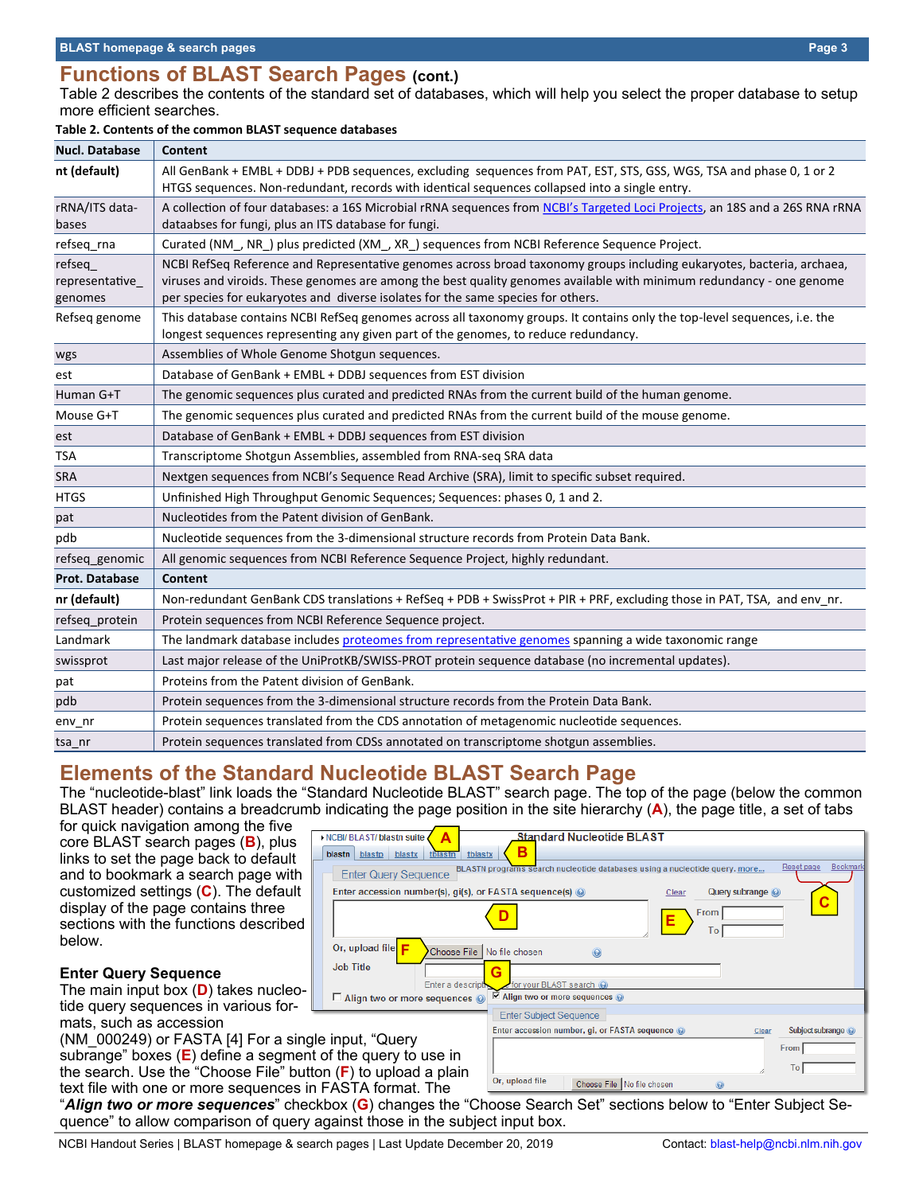## Functions of BLAST Search Pages (cont.)

Table 2 describes the contents of the standard set of databases, which will help you select the proper database to setup more efficient searches.

**Table 2. Contents of the common BLAST sequence databases**

| Nucl. Database | Content |
|---|---|
| **nt (default)** | All GenBank + EMBL + DDBJ + PDB sequences, excluding sequences from PAT, EST, STS, GSS, WGS, TSA and phase 0, 1 or 2 HTGS sequences. Non-redundant, records with identical sequences collapsed into a single entry. |
| rRNA/ITS data-bases | A collection of four databases: a 16S Microbial rRNA sequences from NCBI's Targeted Loci Projects, an 18S and a 26S RNA rRNA dataabses for fungi, plus an ITS database for fungi. |
| refseq_rna | Curated (NM_, NR_) plus predicted (XM_, XR_) sequences from NCBI Reference Sequence Project. |
| refseq_representative_genomes | NCBI RefSeq Reference and Representative genomes across broad taxonomy groups including eukaryotes, bacteria, archaea, viruses and viroids. These genomes are among the best quality genomes available with minimum redundancy - one genome per species for eukaryotes and diverse isolates for the same species for others. |
| Refseq genome | This database contains NCBI RefSeq genomes across all taxonomy groups. It contains only the top-level sequences, i.e. the longest sequences representing any given part of the genomes, to reduce redundancy. |
| wgs | Assemblies of Whole Genome Shotgun sequences. |
| est | Database of GenBank + EMBL + DDBJ sequences from EST division |
| Human G+T | The genomic sequences plus curated and predicted RNAs from the current build of the human genome. |
| Mouse G+T | The genomic sequences plus curated and predicted RNAs from the current build of the mouse genome. |
| est | Database of GenBank + EMBL + DDBJ sequences from EST division |
| TSA | Transcriptome Shotgun Assemblies, assembled from RNA-seq SRA data |
| SRA | Nextgen sequences from NCBI's Sequence Read Archive (SRA), limit to specific subset required. |
| HTGS | Unfinished High Throughput Genomic Sequences; Sequences: phases 0, 1 and 2. |
| pat | Nucleotides from the Patent division of GenBank. |
| pdb | Nucleotide sequences from the 3-dimensional structure records from Protein Data Bank. |
| refseq_genomic | All genomic sequences from NCBI Reference Sequence Project, highly redundant. |
| **Prot. Database** | **Content** |
| **nr (default)** | Non-redundant GenBank CDS translations + RefSeq + PDB + SwissProt + PIR + PRF, excluding those in PAT, TSA, and env_nr. |
| refseq_protein | Protein sequences from NCBI Reference Sequence project. |
| Landmark | The landmark database includes proteomes from representative genomes spanning a wide taxonomic range |
| swissprot | Last major release of the UniProtKB/SWISS-PROT protein sequence database (no incremental updates). |
| pat | Proteins from the Patent division of GenBank. |
| pdb | Protein sequences from the 3-dimensional structure records from the Protein Data Bank. |
| env_nr | Protein sequences translated from the CDS annotation of metagenomic nucleotide sequences. |
| tsa_nr | Protein sequences translated from CDSs annotated on transcriptome shotgun assemblies. |

## Elements of the Standard Nucleotide BLAST Search Page

The "nucleotide-blast" link loads the "Standard Nucleotide BLAST" search page. The top of the page (below the common BLAST header) contains a breadcrumb indicating the page position in the site hierarchy (**A**), the page title, a set of tabs for quick navigation among the five core BLAST search pages (**B**), plus links to set the page back to default and to bookmark a search page with customized settings (**C**). The default display of the page contains three sections with the functions described below.

### Enter Query Sequence

The main input box (**D**) takes nucleotide query sequences in various formats, such as accession (NM_000249) or FASTA [4] For a single input, "Query subrange" boxes (**E**) define a segment of the query to use in the search. Use the "Choose File" button (**F**) to upload a plain text file with one or more sequences in FASTA format. The "***Align two or more sequences***" checkbox (**G**) changes the "Choose Search Set" sections below to "Enter Subject Sequence" to allow comparison of query against those in the subject input box.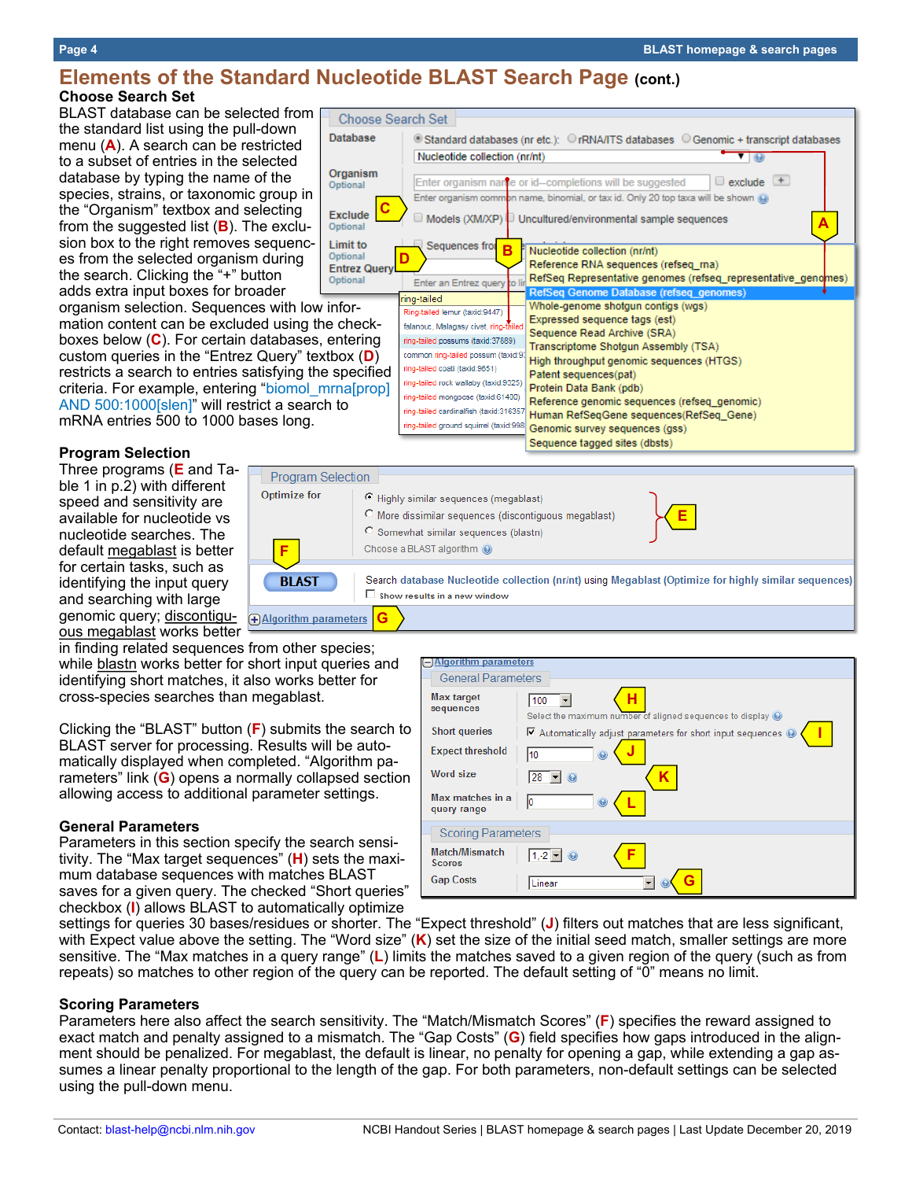## Elements of the Standard Nucleotide BLAST Search Page (cont.)

### Choose Search Set

BLAST database can be selected from the standard list using the pull-down menu (**A**). A search can be restricted to a subset of entries in the selected database by typing the name of the species, strains, or taxonomic group in the "Organism" textbox and selecting from the suggested list (**B**). The exclusion box to the right removes sequences from the selected organism during the search. Clicking the "+" button adds extra input boxes for broader organism selection. Sequences with low information content can be excluded using the checkboxes below (**C**). For certain databases, entering custom queries in the "Entrez Query" textbox (**D**) restricts a search to entries satisfying the specified criteria. For example, entering "biomol_mrna[prop] AND 500:1000[slen]" will restrict a search to mRNA entries 500 to 1000 bases long.

### Program Selection

Three programs (**E** and Table 1 in p.2) with different speed and sensitivity are available for nucleotide vs nucleotide searches. The default megablast is better for certain tasks, such as identifying the input query and searching with large genomic query; discontiguous megablast works better in finding related sequences from other species; while blastn works better for short input queries and identifying short matches, it also works better for cross-species searches than megablast.

Clicking the "BLAST" button (**F**) submits the search to BLAST server for processing. Results will be automatically displayed when completed. "Algorithm parameters" link (**G**) opens a normally collapsed section allowing access to additional parameter settings.

### General Parameters

Parameters in this section specify the search sensitivity. The "Max target sequences" (**H**) sets the maximum database sequences with matches BLAST saves for a given query. The checked "Short queries" checkbox (**I**) allows BLAST to automatically optimize settings for queries 30 bases/residues or shorter. The "Expect threshold" (**J**) filters out matches that are less significant, with Expect value above the setting. The "Word size" (**K**) set the size of the initial seed match, smaller settings are more sensitive. The "Max matches in a query range" (**L**) limits the matches saved to a given region of the query (such as from repeats) so matches to other region of the query can be reported. The default setting of "0" means no limit.

### Scoring Parameters

Parameters here also affect the search sensitivity. The "Match/Mismatch Scores" (**F**) specifies the reward assigned to exact match and penalty assigned to a mismatch. The "Gap Costs" (**G**) field specifies how gaps introduced in the alignment should be penalized. For megablast, the default is linear, no penalty for opening a gap, while extending a gap assumes a linear penalty proportional to the length of the gap. For both parameters, non-default settings can be selected using the pull-down menu.

Contact: blast-help@ncbi.nlm.nih.gov

NCBI Handout Series | BLAST homepage & search pages | Last Update December 20, 2019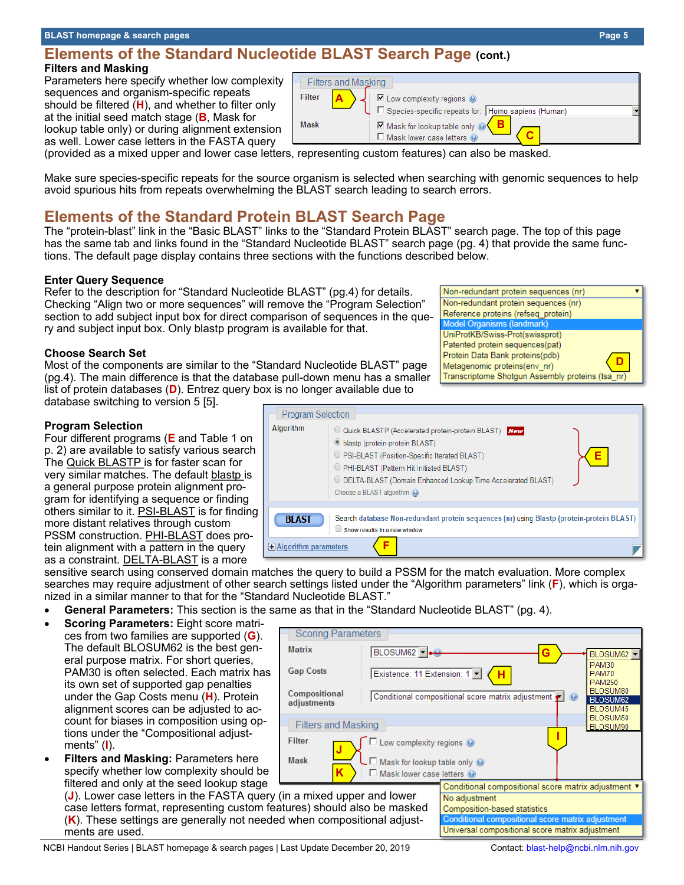## Elements of the Standard Nucleotide BLAST Search Page (cont.)

### Filters and Masking

Parameters here specify whether low complexity sequences and organism-specific repeats should be filtered (**H**), and whether to filter only at the initial seed match stage (**B**, Mask for lookup table only) or during alignment extension as well. Lower case letters in the FASTA query (provided as a mixed upper and lower case letters, representing custom features) can also be masked.

Make sure species-specific repeats for the source organism is selected when searching with genomic sequences to help avoid spurious hits from repeats overwhelming the BLAST search leading to search errors.

## Elements of the Standard Protein BLAST Search Page

The "protein-blast" link in the "Basic BLAST" links to the "Standard Protein BLAST" search page. The top of this page has the same tab and links found in the "Standard Nucleotide BLAST" search page (pg. 4) that provide the same functions. The default page display contains three sections with the functions described below.

### Enter Query Sequence

Refer to the description for "Standard Nucleotide BLAST" (pg.4) for details. Checking "Align two or more sequences" will remove the "Program Selection" section to add subject input box for direct comparison of sequences in the query and subject input box. Only blastp program is available for that.

### Choose Search Set

Most of the components are similar to the "Standard Nucleotide BLAST" page (pg.4). The main difference is that the database pull-down menu has a smaller list of protein databases (**D**). Entrez query box is no longer available due to database switching to version 5 [5].

### Program Selection

Four different programs (**E** and Table 1 on p. 2) are available to satisfy various search The Quick BLASTP is for faster scan for very similar matches. The default blastp is a general purpose protein alignment program for identifying a sequence or finding others similar to it. PSI-BLAST is for finding more distant relatives through custom PSSM construction. PHI-BLAST does protein alignment with a pattern in the query as a constraint. DELTA-BLAST is a more sensitive search using conserved domain matches the query to build a PSSM for the match evaluation. More complex searches may require adjustment of other search settings listed under the "Algorithm parameters" link (**F**), which is organized in a similar manner to that for the "Standard Nucleotide BLAST."

- **General Parameters:** This section is the same as that in the "Standard Nucleotide BLAST" (pg. 4).
- **Scoring Parameters:** Eight score matrices from two families are supported (**G**). The default BLOSUM62 is the best general purpose matrix. For short queries, PAM30 is often selected. Each matrix has its own set of supported gap penalties under the Gap Costs menu (**H**). Protein alignment scores can be adjusted to account for biases in composition using options under the "Compositional adjustments" (**I**).
- **Filters and Masking:** Parameters here specify whether low complexity should be filtered and only at the seed lookup stage (**J**). Lower case letters in the FASTA query (in a mixed upper and lower case letters format, representing custom features) should also be masked (**K**). These settings are generally not needed when compositional adjustments are used.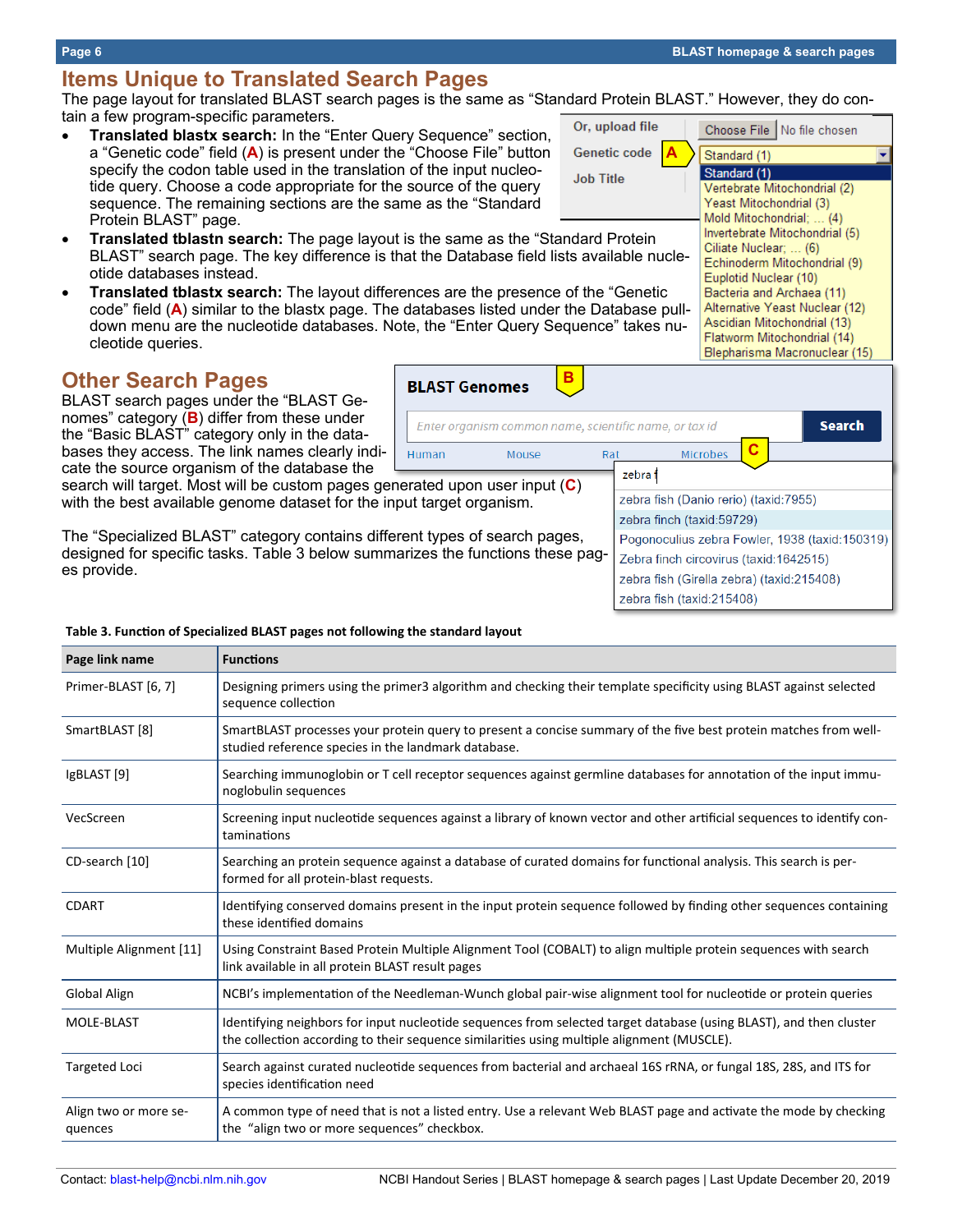## Items Unique to Translated Search Pages

The page layout for translated BLAST search pages is the same as "Standard Protein BLAST." However, they do contain a few program-specific parameters.

- **Translated blastx search:** In the "Enter Query Sequence" section, a "Genetic code" field (**A**) is present under the "Choose File" button specify the codon table used in the translation of the input nucleotide query. Choose a code appropriate for the source of the query sequence. The remaining sections are the same as the "Standard Protein BLAST" page.
- **Translated tblastn search:** The page layout is the same as the "Standard Protein BLAST" search page. The key difference is that the Database field lists available nucleotide databases instead.
- **Translated tblastx search:** The layout differences are the presence of the "Genetic code" field (**A**) similar to the blastx page. The databases listed under the Database pull-down menu are the nucleotide databases. Note, the "Enter Query Sequence" takes nucleotide queries.

## Other Search Pages

BLAST search pages under the "BLAST Genomes" category (**B**) differ from these under the "Basic BLAST" category only in the databases they access. The link names clearly indicate the source organism of the database the search will target. Most will be custom pages generated upon user input (**C**) with the best available genome dataset for the input target organism.

The "Specialized BLAST" category contains different types of search pages, designed for specific tasks. Table 3 below summarizes the functions these pages provide.

**Table 3. Function of Specialized BLAST pages not following the standard layout**

| Page link name | Functions |
|---|---|
| Primer-BLAST [6, 7] | Designing primers using the primer3 algorithm and checking their template specificity using BLAST against selected sequence collection |
| SmartBLAST [8] | SmartBLAST processes your protein query to present a concise summary of the five best protein matches from well-studied reference species in the landmark database. |
| IgBLAST [9] | Searching immunoglobin or T cell receptor sequences against germline databases for annotation of the input immunoglobulin sequences |
| VecScreen | Screening input nucleotide sequences against a library of known vector and other artificial sequences to identify contaminations |
| CD-search [10] | Searching an protein sequence against a database of curated domains for functional analysis. This search is performed for all protein-blast requests. |
| CDART | Identifying conserved domains present in the input protein sequence followed by finding other sequences containing these identified domains |
| Multiple Alignment [11] | Using Constraint Based Protein Multiple Alignment Tool (COBALT) to align multiple protein sequences with search link available in all protein BLAST result pages |
| Global Align | NCBI's implementation of the Needleman-Wunch global pair-wise alignment tool for nucleotide or protein queries |
| MOLE-BLAST | Identifying neighbors for input nucleotide sequences from selected target database (using BLAST), and then cluster the collection according to their sequence similarities using multiple alignment (MUSCLE). |
| Targeted Loci | Search against curated nucleotide sequences from bacterial and archaeal 16S rRNA, or fungal 18S, 28S, and ITS for species identification need |
| Align two or more sequences | A common type of need that is not a listed entry. Use a relevant Web BLAST page and activate the mode by checking the "align two or more sequences" checkbox. |

Contact: blast-help@ncbi.nlm.nih.gov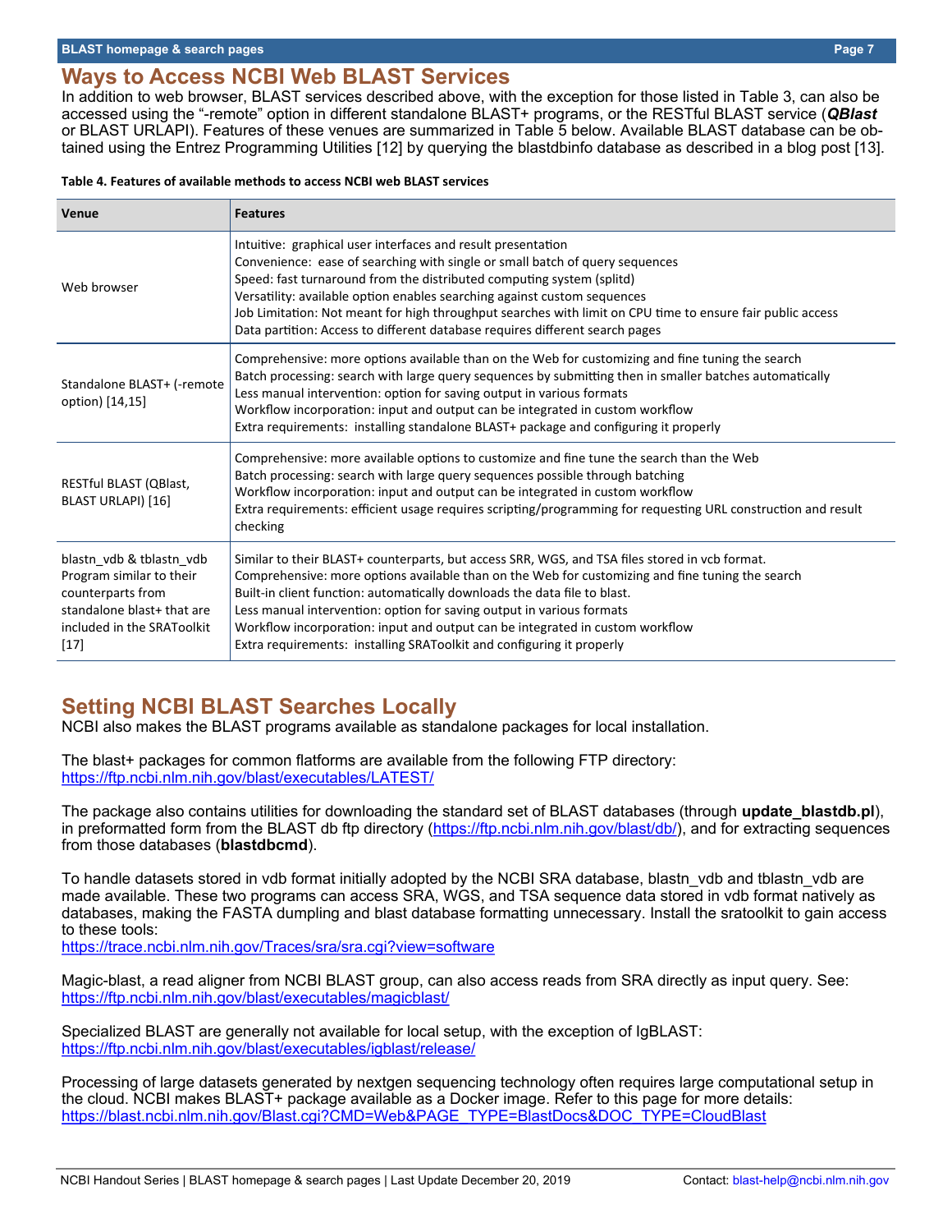## Ways to Access NCBI Web BLAST Services

In addition to web browser, BLAST services described above, with the exception for those listed in Table 3, can also be accessed using the "-remote" option in different standalone BLAST+ programs, or the RESTful BLAST service (***QBlast*** or BLAST URLAPI). Features of these venues are summarized in Table 5 below. Available BLAST database can be obtained using the Entrez Programming Utilities [12] by querying the blastdbinfo database as described in a blog post [13].

**Table 4. Features of available methods to access NCBI web BLAST services**

| Venue | Features |
|---|---|
| Web browser | Intuitive: graphical user interfaces and result presentation<br>Convenience: ease of searching with single or small batch of query sequences<br>Speed: fast turnaround from the distributed computing system (splitd)<br>Versatility: available option enables searching against custom sequences<br>Job Limitation: Not meant for high throughput searches with limit on CPU time to ensure fair public access<br>Data partition: Access to different database requires different search pages |
| Standalone BLAST+ (-remote option) [14,15] | Comprehensive: more options available than on the Web for customizing and fine tuning the search<br>Batch processing: search with large query sequences by submitting then in smaller batches automatically<br>Less manual intervention: option for saving output in various formats<br>Workflow incorporation: input and output can be integrated in custom workflow<br>Extra requirements: installing standalone BLAST+ package and configuring it properly |
| RESTful BLAST (QBlast, BLAST URLAPI) [16] | Comprehensive: more available options to customize and fine tune the search than the Web<br>Batch processing: search with large query sequences possible through batching<br>Workflow incorporation: input and output can be integrated in custom workflow<br>Extra requirements: efficient usage requires scripting/programming for requesting URL construction and result checking |
| blastn_vdb & tblastn_vdb Program similar to their counterparts from standalone blast+ that are included in the SRAToolkit [17] | Similar to their BLAST+ counterparts, but access SRR, WGS, and TSA files stored in vcb format.<br>Comprehensive: more options available than on the Web for customizing and fine tuning the search<br>Built-in client function: automatically downloads the data file to blast.<br>Less manual intervention: option for saving output in various formats<br>Workflow incorporation: input and output can be integrated in custom workflow<br>Extra requirements: installing SRAToolkit and configuring it properly |

## Setting NCBI BLAST Searches Locally

NCBI also makes the BLAST programs available as standalone packages for local installation.

The blast+ packages for common flatforms are available from the following FTP directory:
https://ftp.ncbi.nlm.nih.gov/blast/executables/LATEST/

The package also contains utilities for downloading the standard set of BLAST databases (through **update_blastdb.pl**), in preformatted form from the BLAST db ftp directory (https://ftp.ncbi.nlm.nih.gov/blast/db/), and for extracting sequences from those databases (**blastdbcmd**).

To handle datasets stored in vdb format initially adopted by the NCBI SRA database, blastn_vdb and tblastn_vdb are made available. These two programs can access SRA, WGS, and TSA sequence data stored in vdb format natively as databases, making the FASTA dumpling and blast database formatting unnecessary. Install the sratoolkit to gain access to these tools:
https://trace.ncbi.nlm.nih.gov/Traces/sra/sra.cgi?view=software

Magic-blast, a read aligner from NCBI BLAST group, can also access reads from SRA directly as input query. See:
https://ftp.ncbi.nlm.nih.gov/blast/executables/magicblast/

Specialized BLAST are generally not available for local setup, with the exception of IgBLAST:
https://ftp.ncbi.nlm.nih.gov/blast/executables/igblast/release/

Processing of large datasets generated by nextgen sequencing technology often requires large computational setup in the cloud. NCBI makes BLAST+ package available as a Docker image. Refer to this page for more details:
https://blast.ncbi.nlm.nih.gov/Blast.cgi?CMD=Web&PAGE_TYPE=BlastDocs&DOC_TYPE=CloudBlast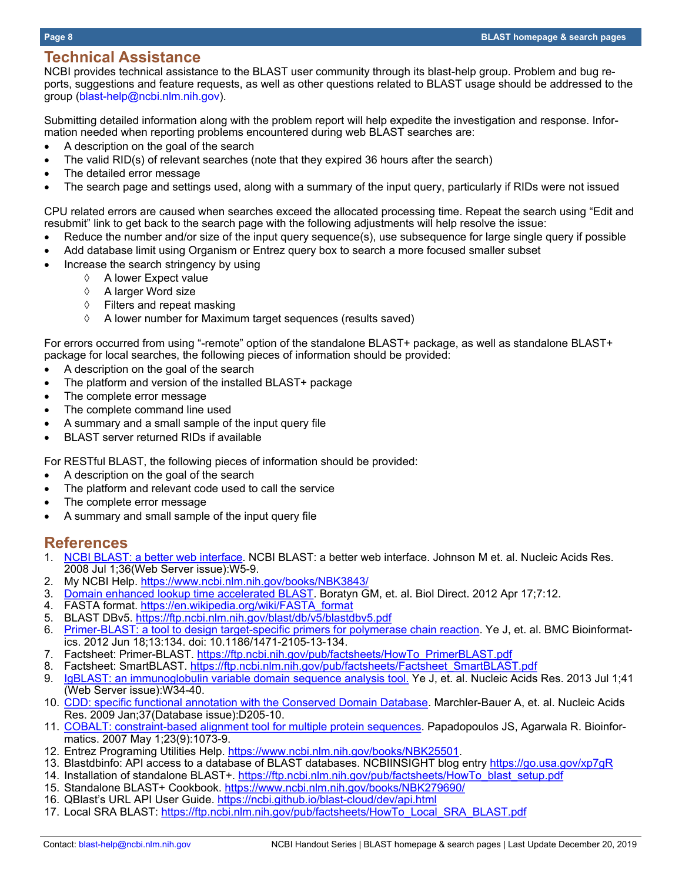## Technical Assistance

NCBI provides technical assistance to the BLAST user community through its blast-help group. Problem and bug reports, suggestions and feature requests, as well as other questions related to BLAST usage should be addressed to the group (blast-help@ncbi.nlm.nih.gov).

Submitting detailed information along with the problem report will help expedite the investigation and response. Information needed when reporting problems encountered during web BLAST searches are:

- A description on the goal of the search
- The valid RID(s) of relevant searches (note that they expired 36 hours after the search)
- The detailed error message
- The search page and settings used, along with a summary of the input query, particularly if RIDs were not issued

CPU related errors are caused when searches exceed the allocated processing time. Repeat the search using "Edit and resubmit" link to get back to the search page with the following adjustments will help resolve the issue:

- Reduce the number and/or size of the input query sequence(s), use subsequence for large single query if possible
- Add database limit using Organism or Entrez query box to search a more focused smaller subset
- Increase the search stringency by using
    - A lower Expect value
    - A larger Word size
    - Filters and repeat masking
    - A lower number for Maximum target sequences (results saved)

For errors occurred from using "-remote" option of the standalone BLAST+ package, as well as standalone BLAST+ package for local searches, the following pieces of information should be provided:

- A description on the goal of the search
- The platform and version of the installed BLAST+ package
- The complete error message
- The complete command line used
- A summary and a small sample of the input query file
- BLAST server returned RIDs if available

For RESTful BLAST, the following pieces of information should be provided:

- A description on the goal of the search
- The platform and relevant code used to call the service
- The complete error message
- A summary and small sample of the input query file

## References

1. NCBI BLAST: a better web interface. NCBI BLAST: a better web interface. Johnson M et. al. Nucleic Acids Res. 2008 Jul 1;36(Web Server issue):W5-9.
2. My NCBI Help. https://www.ncbi.nlm.nih.gov/books/NBK3843/
3. Domain enhanced lookup time accelerated BLAST. Boratyn GM, et. al. Biol Direct. 2012 Apr 17;7:12.
4. FASTA format. https://en.wikipedia.org/wiki/FASTA_format
5. BLAST DBv5. https://ftp.ncbi.nlm.nih.gov/blast/db/v5/blastdbv5.pdf
6. Primer-BLAST: a tool to design target-specific primers for polymerase chain reaction. Ye J, et. al. BMC Bioinformatics. 2012 Jun 18;13:134. doi: 10.1186/1471-2105-13-134.
7. Factsheet: Primer-BLAST. https://ftp.ncbi.nih.gov/pub/factsheets/HowTo_PrimerBLAST.pdf
8. Factsheet: SmartBLAST. https://ftp.ncbi.nlm.nih.gov/pub/factsheets/Factsheet_SmartBLAST.pdf
9. IgBLAST: an immunoglobulin variable domain sequence analysis tool. Ye J, et. al. Nucleic Acids Res. 2013 Jul 1;41 (Web Server issue):W34-40.
10. CDD: specific functional annotation with the Conserved Domain Database. Marchler-Bauer A, et. al. Nucleic Acids Res. 2009 Jan;37(Database issue):D205-10.
11. COBALT: constraint-based alignment tool for multiple protein sequences. Papadopoulos JS, Agarwala R. Bioinformatics. 2007 May 1;23(9):1073-9.
12. Entrez Programing Utilities Help. https://www.ncbi.nlm.nih.gov/books/NBK25501.
13. Blastdbinfo: API access to a database of BLAST databases. NCBIINSIGHT blog entry https://go.usa.gov/xp7gR
14. Installation of standalone BLAST+. https://ftp.ncbi.nlm.nih.gov/pub/factsheets/HowTo_blast_setup.pdf
15. Standalone BLAST+ Cookbook. https://www.ncbi.nlm.nih.gov/books/NBK279690/
16. QBlast's URL API User Guide. https://ncbi.github.io/blast-cloud/dev/api.html
17. Local SRA BLAST: https://ftp.ncbi.nlm.nih.gov/pub/factsheets/HowTo_Local_SRA_BLAST.pdf